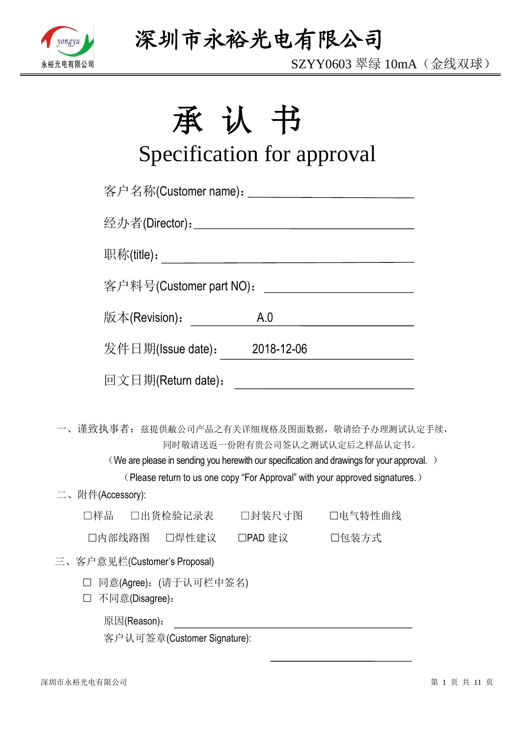# 深圳市永裕光电有限公司

SZYY0603 翠绿 10mA（金线双球）

# 承 认 书

## Specification for approval

客户名称(Customer name)：\_\_\_\_\_\_\_\_\_\_\_\_\_\_\_\_\_\_\_\_\_\_\_\_

经办者(Director)：\_\_\_\_\_\_\_\_\_\_\_\_\_\_\_\_\_\_\_\_\_\_\_\_

职称(title)：\_\_\_\_\_\_\_\_\_\_\_\_\_\_\_\_\_\_\_\_\_\_\_\_

客户料号(Customer part NO)：\_\_\_\_\_\_\_\_\_\_\_\_\_\_\_\_\_\_\_\_\_\_\_\_

版本(Revision)：A.0

发件日期(Issue date)：2018-12-06

回文日期(Return date)：\_\_\_\_\_\_\_\_\_\_\_\_\_\_\_\_\_\_\_\_\_\_\_\_

一、谨致执事者：兹提供敝公司产品之有关详细规格及图面数据，敬请给予办理测试认定手续，同时敬请送返一份附有贵公司签认之测试认定后之样品认定书。

（We are please in sending you herewith our specification and drawings for your approval. ）

（Please return to us one copy “For Approval” with your approved signatures.）

二、附件(Accessory):

☐样品　☐出货检验记录表　☐封装尺寸图　☐电气特性曲线

☐内部线路图　☐焊性建议　☐PAD 建议　☐包装方式

三、客户意见栏(Customer's Proposal)

☐ 同意(Agree)：(请于认可栏中签名)

☐ 不同意(Disagree)：

原因(Reason)：\_\_\_\_\_\_\_\_\_\_\_\_\_\_\_\_\_\_\_\_\_\_\_\_

客户认可签章(Customer Signature):

\_\_\_\_\_\_\_\_\_\_\_\_\_\_\_\_\_\_\_\_\_\_\_\_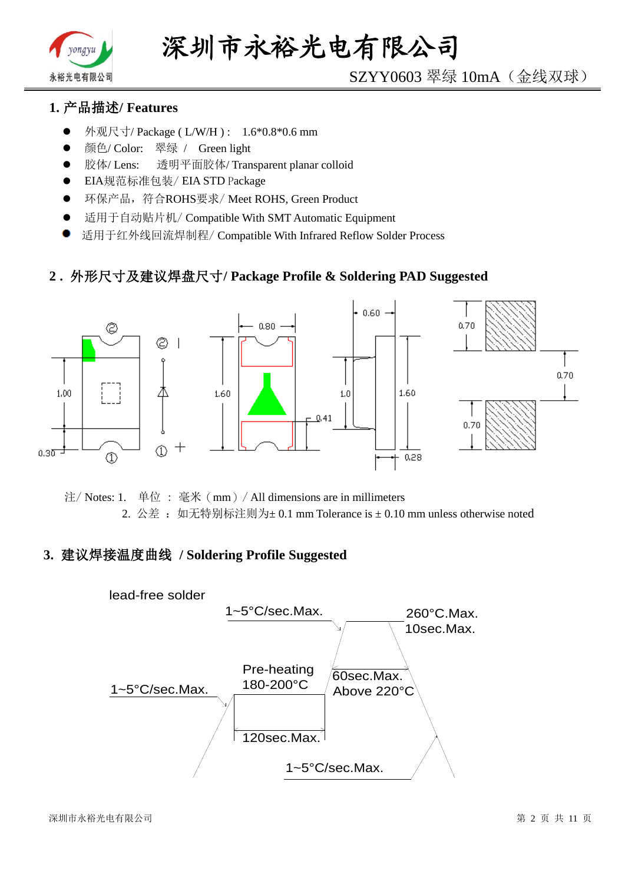## 1. 产品描述/ Features

- 外观尺寸/ Package ( L/W/H ) :　1.6*0.8*0.6 mm
- 颜色/ Color:　翠绿 /　Green light
- 胶体/ Lens:　透明平面胶体/ Transparent planar colloid
- EIA规范标准包装/ EIA STD Package
- 环保产品，符合ROHS要求/ Meet ROHS, Green Product
- 适用于自动贴片机/ Compatible With SMT Automatic Equipment
- 适用于红外线回流焊制程/ Compatible With Infrared Reflow Solder Process

## 2 . 外形尺寸及建议焊盘尺寸/ Package Profile & Soldering PAD Suggested

注/ Notes: 1.　单位 ：毫米（mm）/ All dimensions are in millimeters

2. 公差 ：如无特别标注则为± 0.1 mm Tolerance is ± 0.10 mm unless otherwise noted

## 3. 建议焊接温度曲线　/ Soldering Profile Suggested

lead-free solder

- 1~5°C/sec.Max.
- Pre-heating 180-200°C, 120sec.Max.
- 1~5°C/sec.Max.
- 260°C.Max. 10sec.Max.
- 60sec.Max. Above 220°C
- 1~5°C/sec.Max.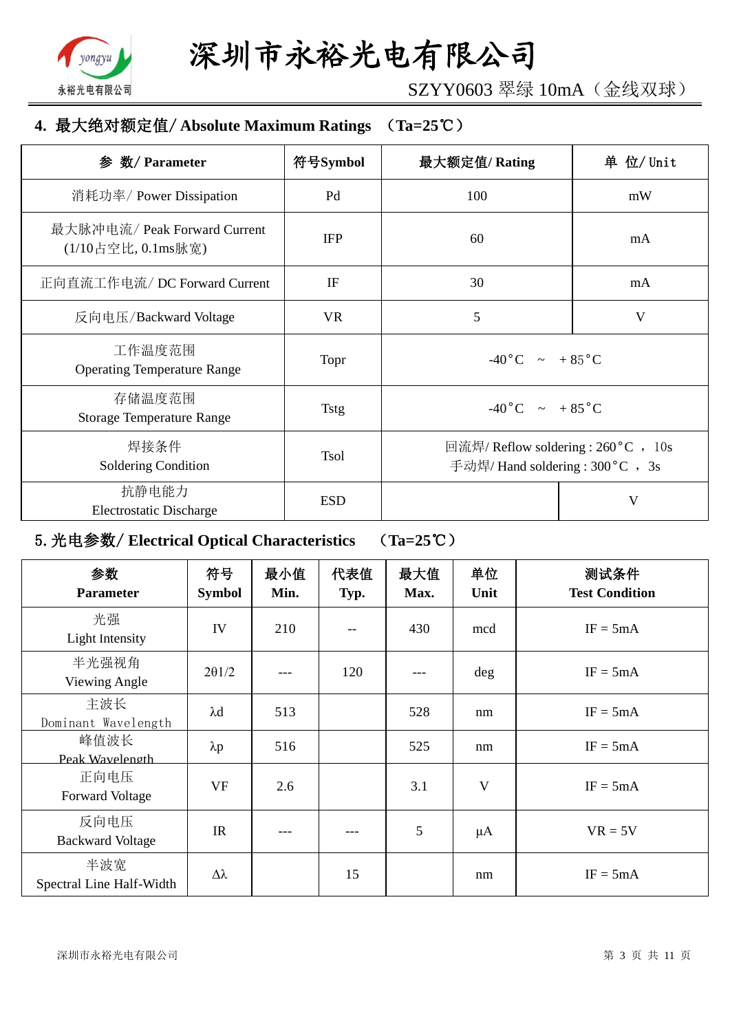## 4. 最大绝对额定值/ Absolute Maximum Ratings （Ta=25℃）

| 参 数/ Parameter | 符号Symbol | 最大额定值/ Rating | 单 位/ Unit |
|---|---|---|---|
| 消耗功率/ Power Dissipation | Pd | 100 | mW |
| 最大脉冲电流/ Peak Forward Current (1/10占空比, 0.1ms脉宽) | IFP | 60 | mA |
| 正向直流工作电流/ DC Forward Current | IF | 30 | mA |
| 反向电压/Backward Voltage | VR | 5 | V |
| 工作温度范围 Operating Temperature Range | Topr | -40°C ~ + 85°C | |
| 存储温度范围 Storage Temperature Range | Tstg | -40°C ~ + 85°C | |
| 焊接条件 Soldering Condition | Tsol | 回流焊/ Reflow soldering : 260°C ， 10s 手动焊/ Hand soldering : 300°C ， 3s | |
| 抗静电能力 Electrostatic Discharge | ESD | | V |

## 5. 光电参数/ Electrical Optical Characteristics （Ta=25℃）

| 参数 Parameter | 符号 Symbol | 最小值 Min. | 代表值 Typ. | 最大值 Max. | 单位 Unit | 测试条件 Test Condition |
|---|---|---|---|---|---|---|
| 光强 Light Intensity | IV | 210 | -- | 430 | mcd | IF = 5mA |
| 半光强视角 Viewing Angle | 2θ1/2 | --- | 120 | --- | deg | IF = 5mA |
| 主波长 Dominant Wavelength | λd | 513 | | 528 | nm | IF = 5mA |
| 峰值波长 Peak Wavelength | λp | 516 | | 525 | nm | IF = 5mA |
| 正向电压 Forward Voltage | VF | 2.6 | | 3.1 | V | IF = 5mA |
| 反向电压 Backward Voltage | IR | --- | --- | 5 | μA | VR = 5V |
| 半波宽 Spectral Line Half-Width | Δλ | | 15 | | nm | IF = 5mA |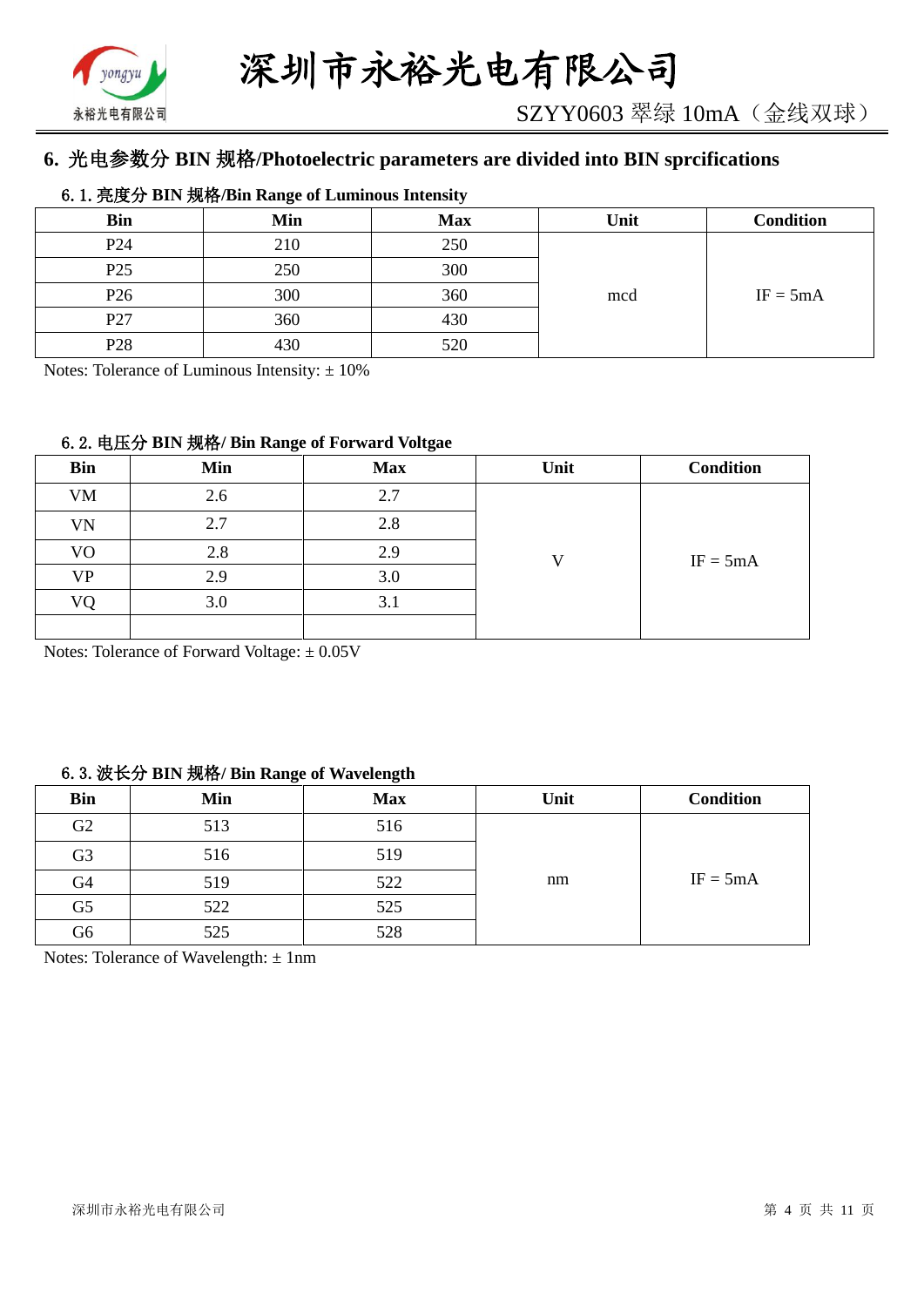## 6. 光电参数分 BIN 规格/Photoelectric parameters are divided into BIN sprcifications

### 6. 1. 亮度分 BIN 规格/Bin Range of Luminous Intensity

| Bin | Min | Max | Unit | Condition |
|---|---|---|---|---|
| P24 | 210 | 250 | mcd | IF = 5mA |
| P25 | 250 | 300 | | |
| P26 | 300 | 360 | | |
| P27 | 360 | 430 | | |
| P28 | 430 | 520 | | |

Notes: Tolerance of Luminous Intensity: ± 10%

### 6. 2. 电压分 BIN 规格/ Bin Range of Forward Voltgae

| Bin | Min | Max | Unit | Condition |
|---|---|---|---|---|
| VM | 2.6 | 2.7 | V | IF = 5mA |
| VN | 2.7 | 2.8 | | |
| VO | 2.8 | 2.9 | | |
| VP | 2.9 | 3.0 | | |
| VQ | 3.0 | 3.1 | | |
| | | | | |

Notes: Tolerance of Forward Voltage: ± 0.05V

### 6. 3. 波长分 BIN 规格/ Bin Range of Wavelength

| Bin | Min | Max | Unit | Condition |
|---|---|---|---|---|
| G2 | 513 | 516 | nm | IF = 5mA |
| G3 | 516 | 519 | | |
| G4 | 519 | 522 | | |
| G5 | 522 | 525 | | |
| G6 | 525 | 528 | | |

Notes: Tolerance of Wavelength: ± 1nm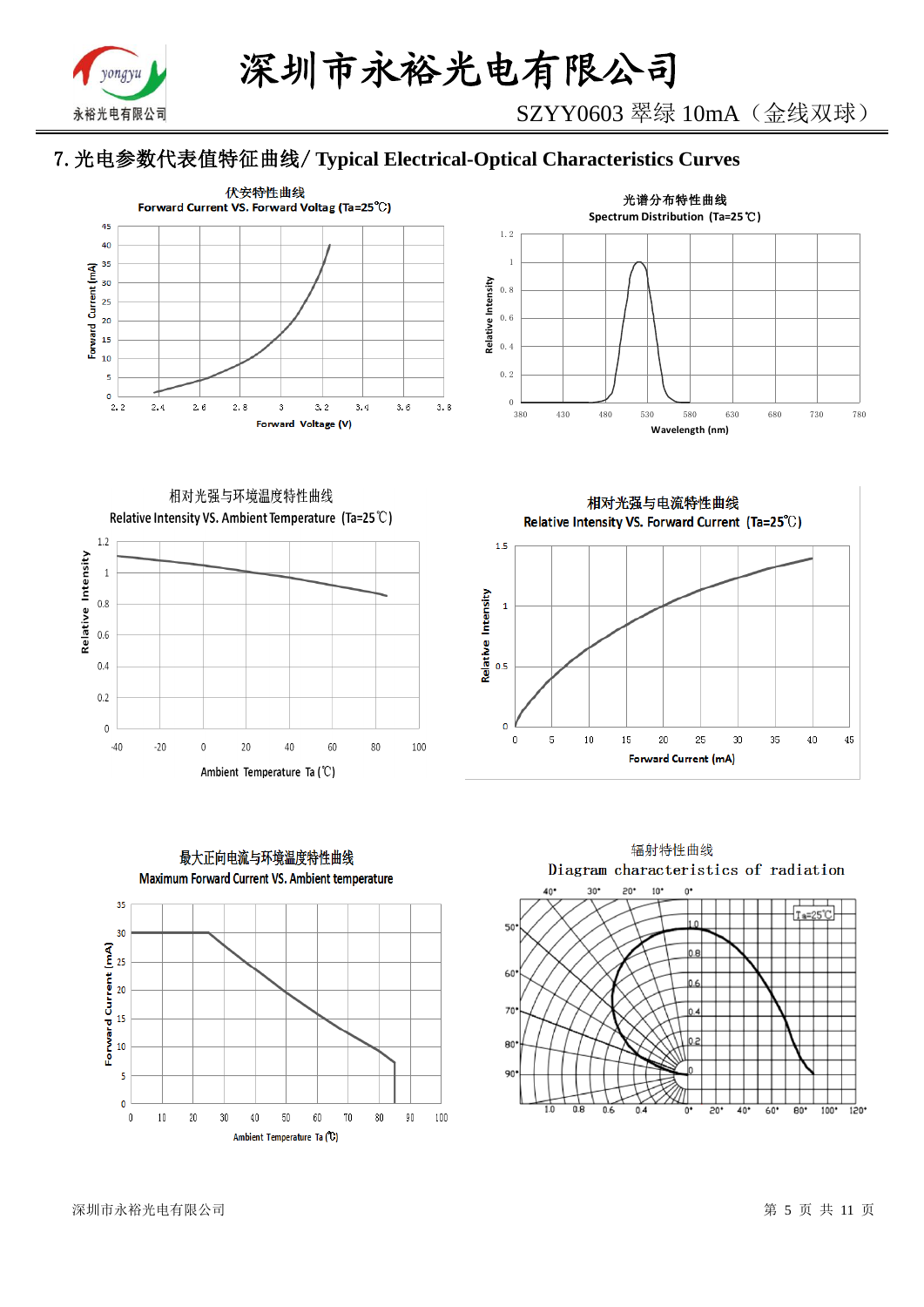## 7. 光电参数代表值特征曲线/ Typical Electrical-Optical Characteristics Curves

伏安特性曲线
Forward Current VS. Forward Voltag (Ta=25℃)

光谱分布特性曲线
Spectrum Distribution (Ta=25℃)

相对光强与环境温度特性曲线
Relative Intensity VS. Ambient Temperature (Ta=25℃)

相对光强与电流特性曲线
Relative Intensity VS. Forward Current (Ta=25℃)

最大正向电流与环境温度特性曲线
Maximum Forward Current VS. Ambient temperature

辐射特性曲线
Diagram characteristics of radiation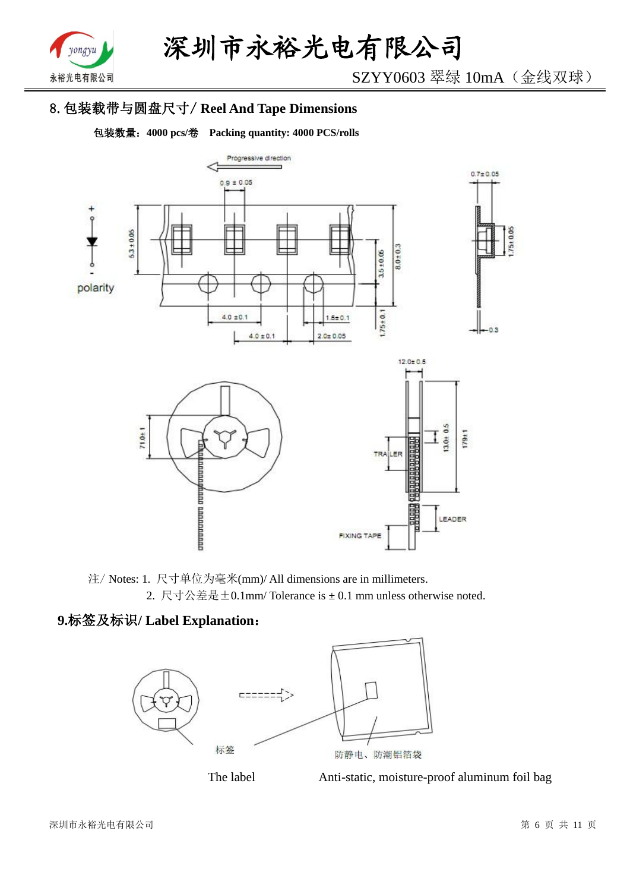## 8. 包装载带与圆盘尺寸/ Reel And Tape Dimensions

**包装数量：4000 pcs/卷　Packing quantity: 4000 PCS/rolls**

注/ Notes: 1. 尺寸单位为毫米(mm)/ All dimensions are in millimeters.

2. 尺寸公差是±0.1mm/ Tolerance is ± 0.1 mm unless otherwise noted.

## 9.标签及标识/ Label Explanation：

The label　　Anti-static, moisture-proof aluminum foil bag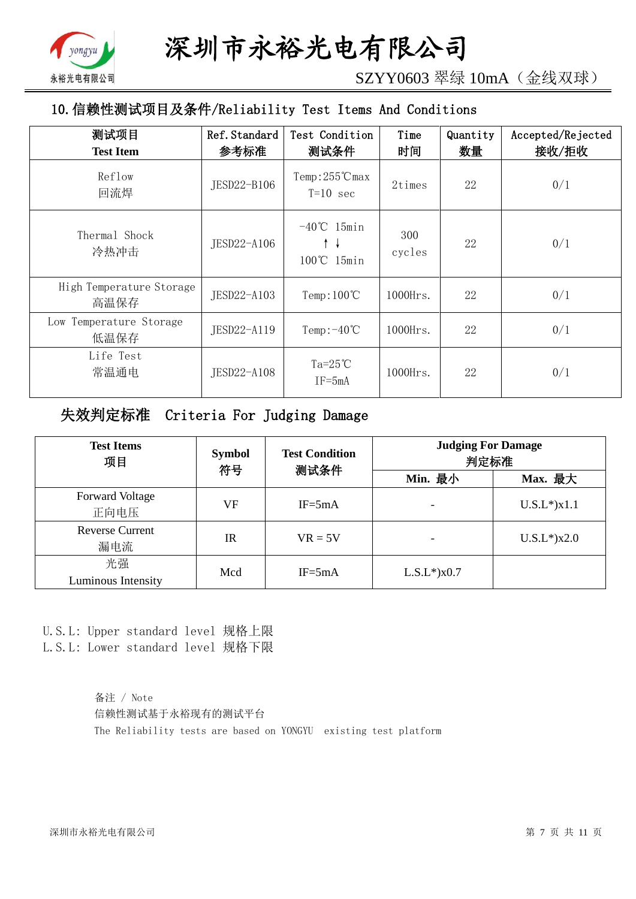## 10. 信赖性测试项目及条件/Reliability Test Items And Conditions

| 测试项目<br>Test Item | Ref. Standard<br>参考标准 | Test Condition<br>测试条件 | Time<br>时间 | Quantity<br>数量 | Accepted/Rejected<br>接收/拒收 |
|---|---|---|---|---|---|
| Reflow<br>回流焊 | JESD22-B106 | Temp:255℃max<br>T=10 sec | 2times | 22 | 0/1 |
| Thermal Shock<br>冷热冲击 | JESD22-A106 | -40℃ 15min<br>↑ ↓<br>100℃ 15min | 300<br>cycles | 22 | 0/1 |
| High Temperature Storage<br>高温保存 | JESD22-A103 | Temp:100℃ | 1000Hrs. | 22 | 0/1 |
| Low Temperature Storage<br>低温保存 | JESD22-A119 | Temp:-40℃ | 1000Hrs. | 22 | 0/1 |
| Life Test<br>常温通电 | JESD22-A108 | Ta=25℃<br>IF=5mA | 1000Hrs. | 22 | 0/1 |

## 失效判定标准 Criteria For Judging Damage

| Test Items<br>项目 | Symbol<br>符号 | Test Condition<br>测试条件 | Judging For Damage<br>判定标准 | |
|---|---|---|---|---|
| | | | Min. 最小 | Max. 最大 |
| Forward Voltage<br>正向电压 | VF | IF=5mA | - | U.S.L*)x1.1 |
| Reverse Current<br>漏电流 | IR | VR = 5V | - | U.S.L*)x2.0 |
| 光强<br>Luminous Intensity | Mcd | IF=5mA | L.S.L*)x0.7 | |

U.S.L: Upper standard level 规格上限
L.S.L: Lower standard level 规格下限

备注 / Note
信赖性测试基于永裕现有的测试平台
The Reliability tests are based on YONGYU existing test platform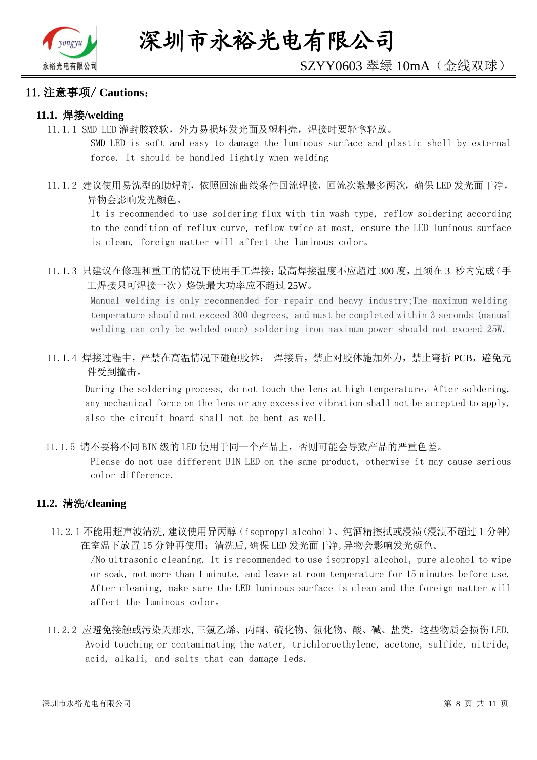## 11. 注意事项/ Cautions：

### 11.1. 焊接/welding

11.1.1 SMD LED 灌封胶较软，外力易损坏发光面及塑料壳，焊接时要轻拿轻放。

SMD LED is soft and easy to damage the luminous surface and plastic shell by external force. It should be handled lightly when welding

11.1.2 建议使用易洗型的助焊剂，依照回流曲线条件回流焊接，回流次数最多两次，确保 LED 发光面干净，异物会影响发光颜色。

It is recommended to use soldering flux with tin wash type, reflow soldering according to the condition of reflux curve, reflow twice at most, ensure the LED luminous surface is clean, foreign matter will affect the luminous color。

11.1.3 只建议在修理和重工的情况下使用手工焊接;最高焊接温度不应超过 300 度，且须在 3 秒内完成(手工焊接只可焊接一次）烙铁最大功率应不超过 25W。

Manual welding is only recommended for repair and heavy industry;The maximum welding temperature should not exceed 300 degrees, and must be completed within 3 seconds (manual welding can only be welded once) soldering iron maximum power should not exceed 25W.

11.1.4 焊接过程中，严禁在高温情况下碰触胶体； 焊接后，禁止对胶体施加外力，禁止弯折 PCB，避免元件受到撞击。

During the soldering process, do not touch the lens at high temperature, After soldering, any mechanical force on the lens or any excessive vibration shall not be accepted to apply, also the circuit board shall not be bent as well.

11.1.5 请不要将不同 BIN 级的 LED 使用于同一个产品上，否则可能会导致产品的严重色差。

Please do not use different BIN LED on the same product, otherwise it may cause serious color difference.

### 11.2. 清洗/cleaning

11.2.1 不能用超声波清洗,建议使用异丙醇（isopropyl alcohol）、纯酒精擦拭或浸渍(浸渍不超过 1 分钟)在室温下放置 15 分钟再使用；清洗后,确保 LED 发光面干净,异物会影响发光颜色。

/No ultrasonic cleaning. It is recommended to use isopropyl alcohol, pure alcohol to wipe or soak, not more than 1 minute, and leave at room temperature for 15 minutes before use. After cleaning, make sure the LED luminous surface is clean and the foreign matter will affect the luminous color。

11.2.2 应避免接触或污染天那水,三氯乙烯、丙酮、硫化物、氮化物、酸、碱、盐类，这些物质会损伤 LED.

Avoid touching or contaminating the water, trichloroethylene, acetone, sulfide, nitride, acid, alkali, and salts that can damage leds.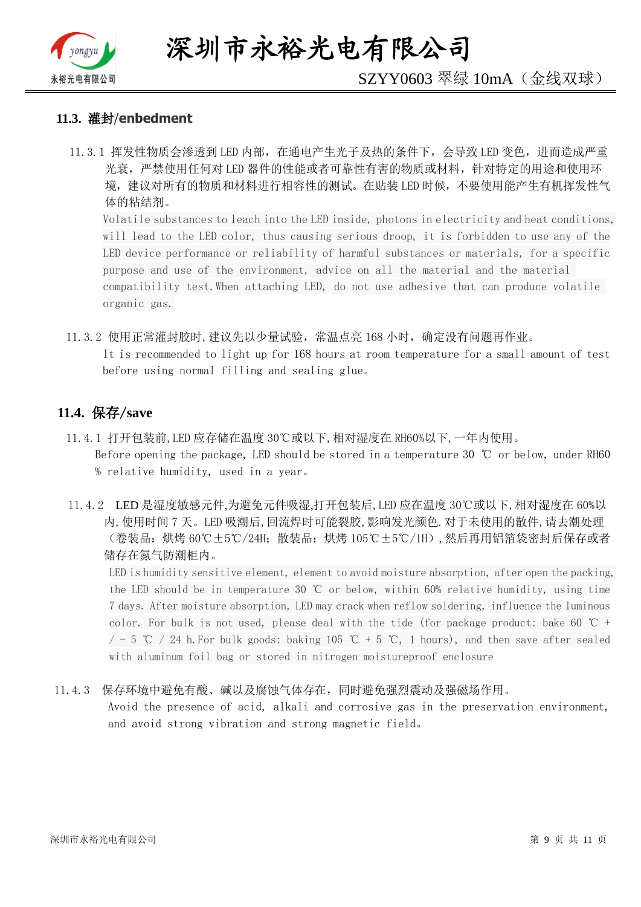### 11.3. 灌封/enbedment

11.3.1 挥发性物质会渗透到 LED 内部，在通电产生光子及热的条件下，会导致 LED 变色，进而造成严重光衰，严禁使用任何对 LED 器件的性能或者可靠性有害的物质或材料，针对特定的用途和使用环境，建议对所有的物质和材料进行相容性的测试。在贴装 LED 时候，不要使用能产生有机挥发性气体的粘结剂。

Volatile substances to leach into the LED inside, photons in electricity and heat conditions, will lead to the LED color, thus causing serious droop, it is forbidden to use any of the LED device performance or reliability of harmful substances or materials, for a specific purpose and use of the environment, advice on all the material and the material compatibility test.When attaching LED, do not use adhesive that can produce volatile organic gas.

11.3.2 使用正常灌封胶时,建议先以少量试验，常温点亮 168 小时，确定没有问题再作业。

It is recommended to light up for 168 hours at room temperature for a small amount of test before using normal filling and sealing glue。

### 11.4. 保存/save

11.4.1 打开包装前,LED 应存储在温度 30℃或以下,相对湿度在 RH60%以下,一年内使用。

Before opening the package, LED should be stored in a temperature 30 ℃ or below, under RH60 % relative humidity, used in a year。

11.4.2 LED 是湿度敏感元件,为避免元件吸湿,打开包装后,LED 应在温度 30℃或以下,相对湿度在 60%以内,使用时间 7 天。LED 吸潮后,回流焊时可能裂胶,影响发光颜色.对于未使用的散件,请去潮处理（卷装品：烘烤 60℃±5℃/24H；散装品：烘烤 105℃±5℃/1H）,然后再用铝箔袋密封后保存或者储存在氮气防潮柜内。

LED is humidity sensitive element, element to avoid moisture absorption, after open the packing, the LED should be in temperature 30 ℃ or below, within 60% relative humidity, using time 7 days. After moisture absorption, LED may crack when reflow soldering, influence the luminous color. For bulk is not used, please deal with the tide (for package product: bake 60 ℃ + / - 5 ℃ / 24 h.For bulk goods: baking 105 ℃ + 5 ℃, 1 hours), and then save after sealed with aluminum foil bag or stored in nitrogen moistureproof enclosure

11.4.3 保存环境中避免有酸、碱以及腐蚀气体存在，同时避免强烈震动及强磁场作用。

Avoid the presence of acid, alkali and corrosive gas in the preservation environment, and avoid strong vibration and strong magnetic field。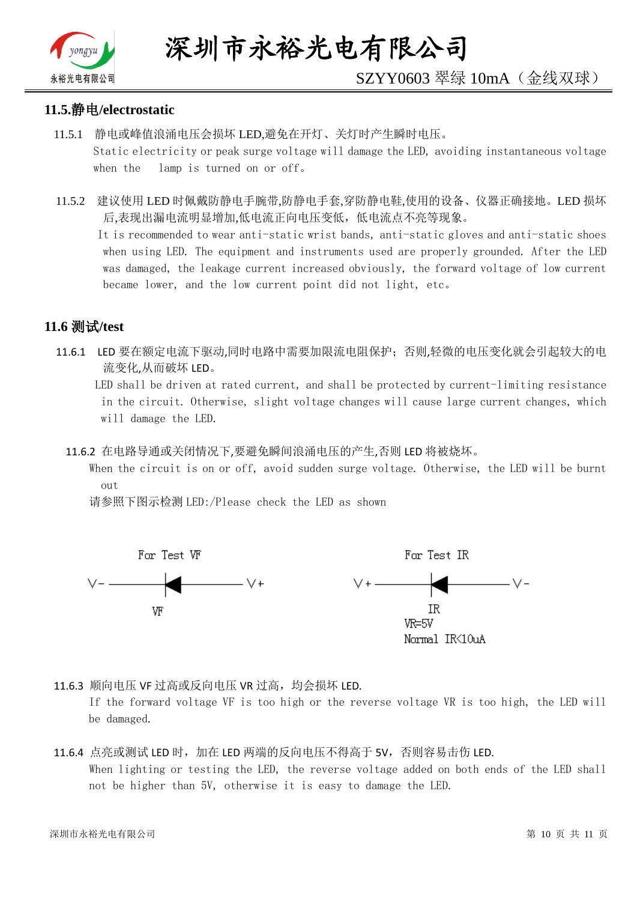## 11.5.静电/electrostatic

11.5.1 静电或峰值浪涌电压会损坏 LED,避免在开灯、关灯时产生瞬时电压。
Static electricity or peak surge voltage will damage the LED, avoiding instantaneous voltage when the lamp is turned on or off。

11.5.2 建议使用 LED 时佩戴防静电手腕带,防静电手套,穿防静电鞋,使用的设备、仪器正确接地。LED 损坏后,表现出漏电流明显增加,低电流正向电压变低，低电流点不亮等现象。
It is recommended to wear anti-static wrist bands, anti-static gloves and anti-static shoes when using LED. The equipment and instruments used are properly grounded. After the LED was damaged, the leakage current increased obviously, the forward voltage of low current became lower, and the low current point did not light, etc。

## 11.6 测试/test

11.6.1 LED 要在额定电流下驱动,同时电路中需要加限流电阻保护；否则,轻微的电压变化就会引起较大的电流变化,从而破坏 LED。
LED shall be driven at rated current, and shall be protected by current-limiting resistance in the circuit. Otherwise, slight voltage changes will cause large current changes, which will damage the LED.

11.6.2 在电路导通或关闭情况下,要避免瞬间浪涌电压的产生,否则 LED 将被烧坏。
When the circuit is on or off, avoid sudden surge voltage. Otherwise, the LED will be burnt out

请参照下图示检测 LED:/Please check the LED as shown

For Test VF: V- —|◀— V+ ; VF

For Test IR: V+ —|◀— V- ; IR; VR=5V; Normal IR<10uA

11.6.3 顺向电压 VF 过高或反向电压 VR 过高，均会损坏 LED.
If the forward voltage VF is too high or the reverse voltage VR is too high, the LED will be damaged.

11.6.4 点亮或测试 LED 时，加在 LED 两端的反向电压不得高于 5V，否则容易击伤 LED.
When lighting or testing the LED, the reverse voltage added on both ends of the LED shall not be higher than 5V, otherwise it is easy to damage the LED.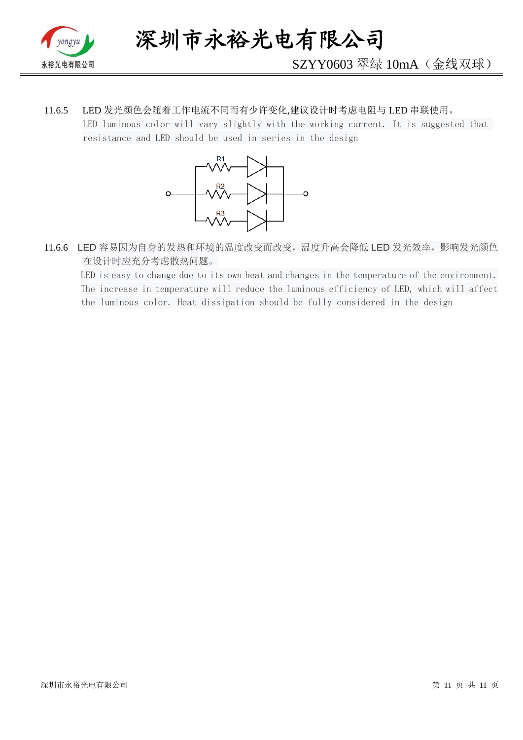11.6.5 LED 发光颜色会随着工作电流不同而有少许变化,建议设计时考虑电阻与 LED 串联使用。

LED luminous color will vary slightly with the working current. It is suggested that resistance and LED should be used in series in the design

R1

R2

R3

11.6.6 LED 容易因为自身的发热和环境的温度改变而改变，温度升高会降低 LED 发光效率，影响发光颜色在设计时应充分考虑散热问题。

LED is easy to change due to its own heat and changes in the temperature of the environment. The increase in temperature will reduce the luminous efficiency of LED, which will affect the luminous color. Heat dissipation should be fully considered in the design